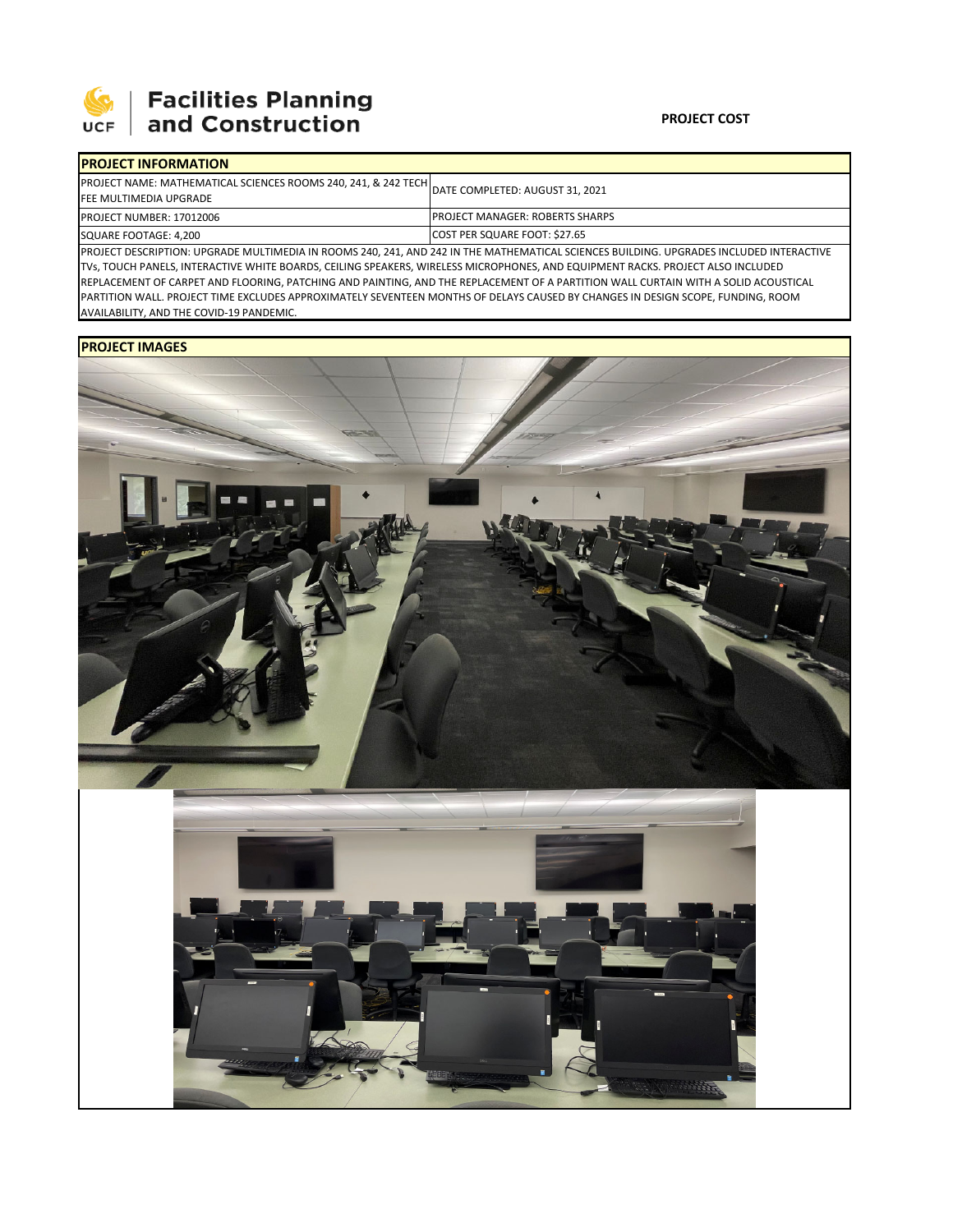**Facilities Planning and Construction**

**PROJECT COST**

| PROJECT INFORMATION | |
|---|---|
| PROJECT NAME: MATHEMATICAL SCIENCES ROOMS 240, 241, & 242 TECH FEE MULTIMEDIA UPGRADE | DATE COMPLETED: AUGUST 31, 2021 |
| PROJECT NUMBER: 17012006 | PROJECT MANAGER: ROBERTS SHARPS |
| SQUARE FOOTAGE: 4,200 | COST PER SQUARE FOOT: $27.65 |

PROJECT DESCRIPTION: UPGRADE MULTIMEDIA IN ROOMS 240, 241, AND 242 IN THE MATHEMATICAL SCIENCES BUILDING. UPGRADES INCLUDED INTERACTIVE TVs, TOUCH PANELS, INTERACTIVE WHITE BOARDS, CEILING SPEAKERS, WIRELESS MICROPHONES, AND EQUIPMENT RACKS. PROJECT ALSO INCLUDED REPLACEMENT OF CARPET AND FLOORING, PATCHING AND PAINTING, AND THE REPLACEMENT OF A PARTITION WALL CURTAIN WITH A SOLID ACOUSTICAL PARTITION WALL. PROJECT TIME EXCLUDES APPROXIMATELY SEVENTEEN MONTHS OF DELAYS CAUSED BY CHANGES IN DESIGN SCOPE, FUNDING, ROOM AVAILABILITY, AND THE COVID-19 PANDEMIC.

**PROJECT IMAGES**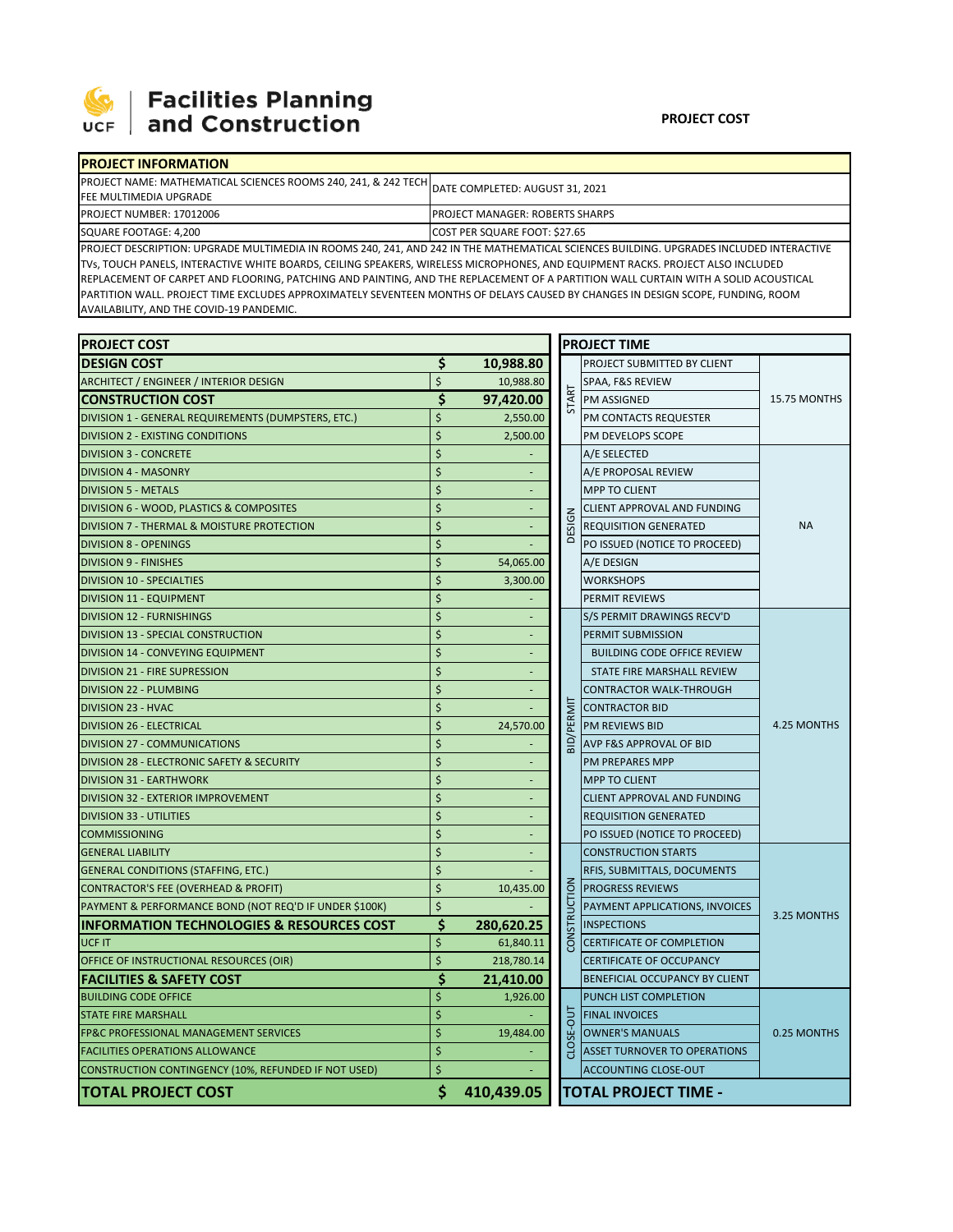**Facilities Planning and Construction**

**PROJECT COST**

| PROJECT INFORMATION | |
|---|---|
| PROJECT NAME: MATHEMATICAL SCIENCES ROOMS 240, 241, & 242 TECH FEE MULTIMEDIA UPGRADE | DATE COMPLETED: AUGUST 31, 2021 |
| PROJECT NUMBER: 17012006 | PROJECT MANAGER: ROBERTS SHARPS |
| SQUARE FOOTAGE: 4,200 | COST PER SQUARE FOOT: $27.65 |

PROJECT DESCRIPTION: UPGRADE MULTIMEDIA IN ROOMS 240, 241, AND 242 IN THE MATHEMATICAL SCIENCES BUILDING. UPGRADES INCLUDED INTERACTIVE TVs, TOUCH PANELS, INTERACTIVE WHITE BOARDS, CEILING SPEAKERS, WIRELESS MICROPHONES, AND EQUIPMENT RACKS. PROJECT ALSO INCLUDED REPLACEMENT OF CARPET AND FLOORING, PATCHING AND PAINTING, AND THE REPLACEMENT OF A PARTITION WALL CURTAIN WITH A SOLID ACOUSTICAL PARTITION WALL. PROJECT TIME EXCLUDES APPROXIMATELY SEVENTEEN MONTHS OF DELAYS CAUSED BY CHANGES IN DESIGN SCOPE, FUNDING, ROOM AVAILABILITY, AND THE COVID-19 PANDEMIC.

| PROJECT COST | | |
|---|---|---|
| **DESIGN COST** | **$** | **10,988.80** |
| ARCHITECT / ENGINEER / INTERIOR DESIGN | $ | 10,988.80 |
| **CONSTRUCTION COST** | **$** | **97,420.00** |
| DIVISION 1 - GENERAL REQUIREMENTS (DUMPSTERS, ETC.) | $ | 2,550.00 |
| DIVISION 2 - EXISTING CONDITIONS | $ | 2,500.00 |
| DIVISION 3 - CONCRETE | $ | - |
| DIVISION 4 - MASONRY | $ | - |
| DIVISION 5 - METALS | $ | - |
| DIVISION 6 - WOOD, PLASTICS & COMPOSITES | $ | - |
| DIVISION 7 - THERMAL & MOISTURE PROTECTION | $ | - |
| DIVISION 8 - OPENINGS | $ | - |
| DIVISION 9 - FINISHES | $ | 54,065.00 |
| DIVISION 10 - SPECIALTIES | $ | 3,300.00 |
| DIVISION 11 - EQUIPMENT | $ | - |
| DIVISION 12 - FURNISHINGS | $ | - |
| DIVISION 13 - SPECIAL CONSTRUCTION | $ | - |
| DIVISION 14 - CONVEYING EQUIPMENT | $ | - |
| DIVISION 21 - FIRE SUPRESSION | $ | - |
| DIVISION 22 - PLUMBING | $ | - |
| DIVISION 23 - HVAC | $ | - |
| DIVISION 26 - ELECTRICAL | $ | 24,570.00 |
| DIVISION 27 - COMMUNICATIONS | $ | - |
| DIVISION 28 - ELECTRONIC SAFETY & SECURITY | $ | - |
| DIVISION 31 - EARTHWORK | $ | - |
| DIVISION 32 - EXTERIOR IMPROVEMENT | $ | - |
| DIVISION 33 - UTILITIES | $ | - |
| COMMISSIONING | $ | - |
| GENERAL LIABILITY | $ | - |
| GENERAL CONDITIONS (STAFFING, ETC.) | $ | - |
| CONTRACTOR'S FEE (OVERHEAD & PROFIT) | $ | 10,435.00 |
| PAYMENT & PERFORMANCE BOND (NOT REQ'D IF UNDER $100K) | $ | - |
| **INFORMATION TECHNOLOGIES & RESOURCES COST** | **$** | **280,620.25** |
| UCF IT | $ | 61,840.11 |
| OFFICE OF INSTRUCTIONAL RESOURCES (OIR) | $ | 218,780.14 |
| **FACILITIES & SAFETY COST** | **$** | **21,410.00** |
| BUILDING CODE OFFICE | $ | 1,926.00 |
| STATE FIRE MARSHALL | $ | - |
| FP&C PROFESSIONAL MANAGEMENT SERVICES | $ | 19,484.00 |
| FACILITIES OPERATIONS ALLOWANCE | $ | - |
| CONSTRUCTION CONTINGENCY (10%, REFUNDED IF NOT USED) | $ | - |
| **TOTAL PROJECT COST** | **$** | **410,439.05** |

| PROJECT TIME | | |
|---|---|---|
| START | PROJECT SUBMITTED BY CLIENT | 15.75 MONTHS |
| | SPAA, F&S REVIEW | |
| | PM ASSIGNED | |
| | PM CONTACTS REQUESTER | |
| | PM DEVELOPS SCOPE | |
| DESIGN | A/E SELECTED | NA |
| | A/E PROPOSAL REVIEW | |
| | MPP TO CLIENT | |
| | CLIENT APPROVAL AND FUNDING | |
| | REQUISITION GENERATED | |
| | PO ISSUED (NOTICE TO PROCEED) | |
| | A/E DESIGN | |
| | WORKSHOPS | |
| | PERMIT REVIEWS | |
| BID/PERMIT | S/S PERMIT DRAWINGS RECV'D | 4.25 MONTHS |
| | PERMIT SUBMISSION | |
| | BUILDING CODE OFFICE REVIEW | |
| | STATE FIRE MARSHALL REVIEW | |
| | CONTRACTOR WALK-THROUGH | |
| | CONTRACTOR BID | |
| | PM REVIEWS BID | |
| | AVP F&S APPROVAL OF BID | |
| | PM PREPARES MPP | |
| | MPP TO CLIENT | |
| | CLIENT APPROVAL AND FUNDING | |
| | REQUISITION GENERATED | |
| | PO ISSUED (NOTICE TO PROCEED) | |
| CONSTRUCTION | CONSTRUCTION STARTS | 3.25 MONTHS |
| | RFIS, SUBMITTALS, DOCUMENTS | |
| | PROGRESS REVIEWS | |
| | PAYMENT APPLICATIONS, INVOICES | |
| | INSPECTIONS | |
| | CERTIFICATE OF COMPLETION | |
| | CERTIFICATE OF OCCUPANCY | |
| | BENEFICIAL OCCUPANCY BY CLIENT | |
| CLOSE-OUT | PUNCH LIST COMPLETION | 0.25 MONTHS |
| | FINAL INVOICES | |
| | OWNER'S MANUALS | |
| | ASSET TURNOVER TO OPERATIONS | |
| | ACCOUNTING CLOSE-OUT | |
| **TOTAL PROJECT TIME -** | | |